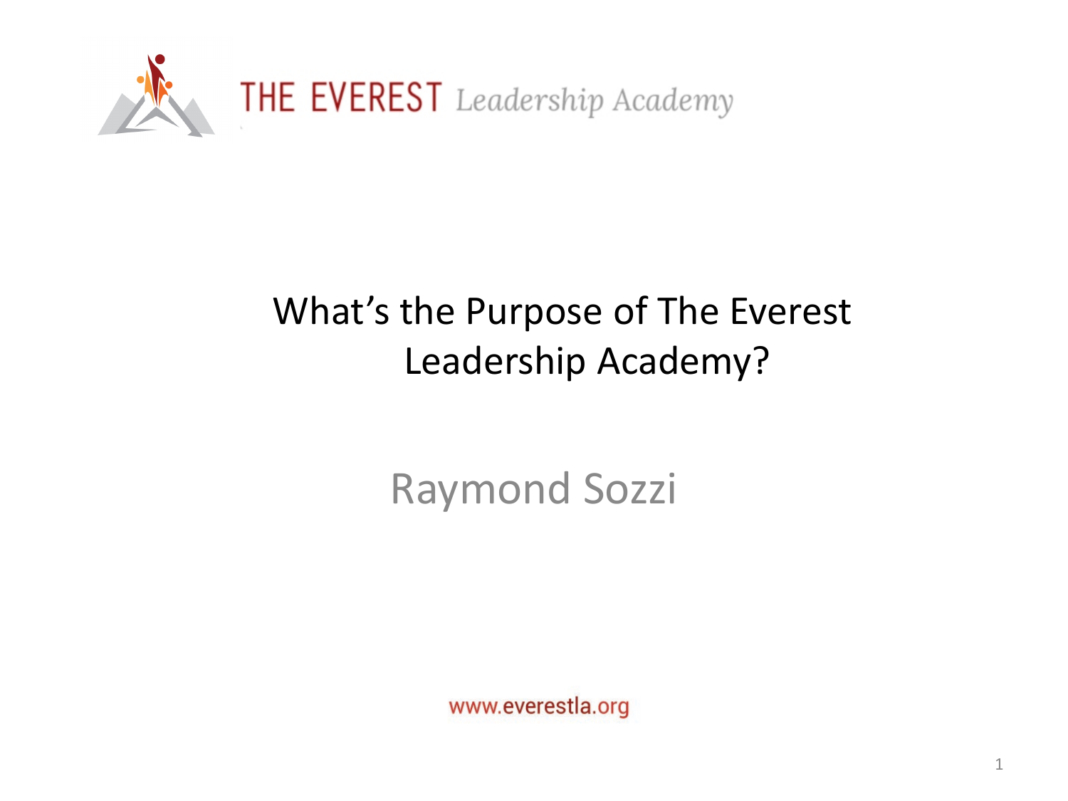THE EVEREST *Leadership Academy*

# What's the Purpose of The Everest Leadership Academy?

Raymond Sozzi

www.everestla.org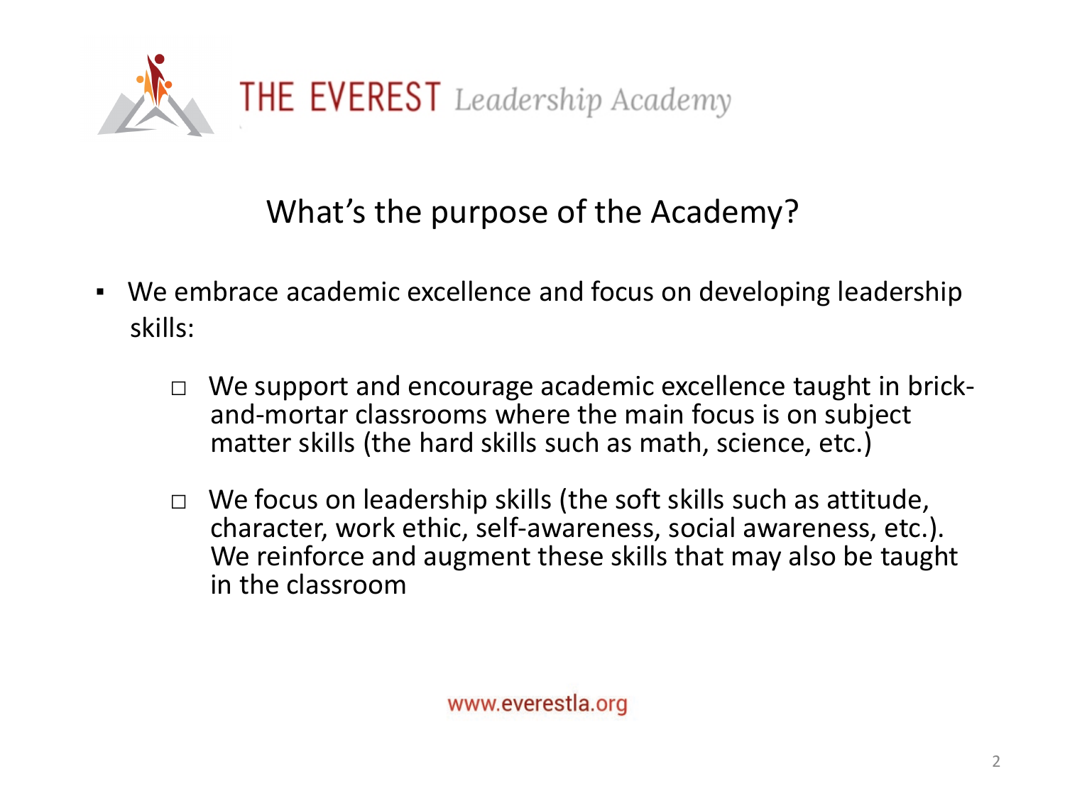THE EVEREST *Leadership Academy*

## What's the purpose of the Academy?

- We embrace academic excellence and focus on developing leadership skills:
  - We support and encourage academic excellence taught in brick-and-mortar classrooms where the main focus is on subject matter skills (the hard skills such as math, science, etc.)
  - We focus on leadership skills (the soft skills such as attitude, character, work ethic, self-awareness, social awareness, etc.). We reinforce and augment these skills that may also be taught in the classroom

www.everestla.org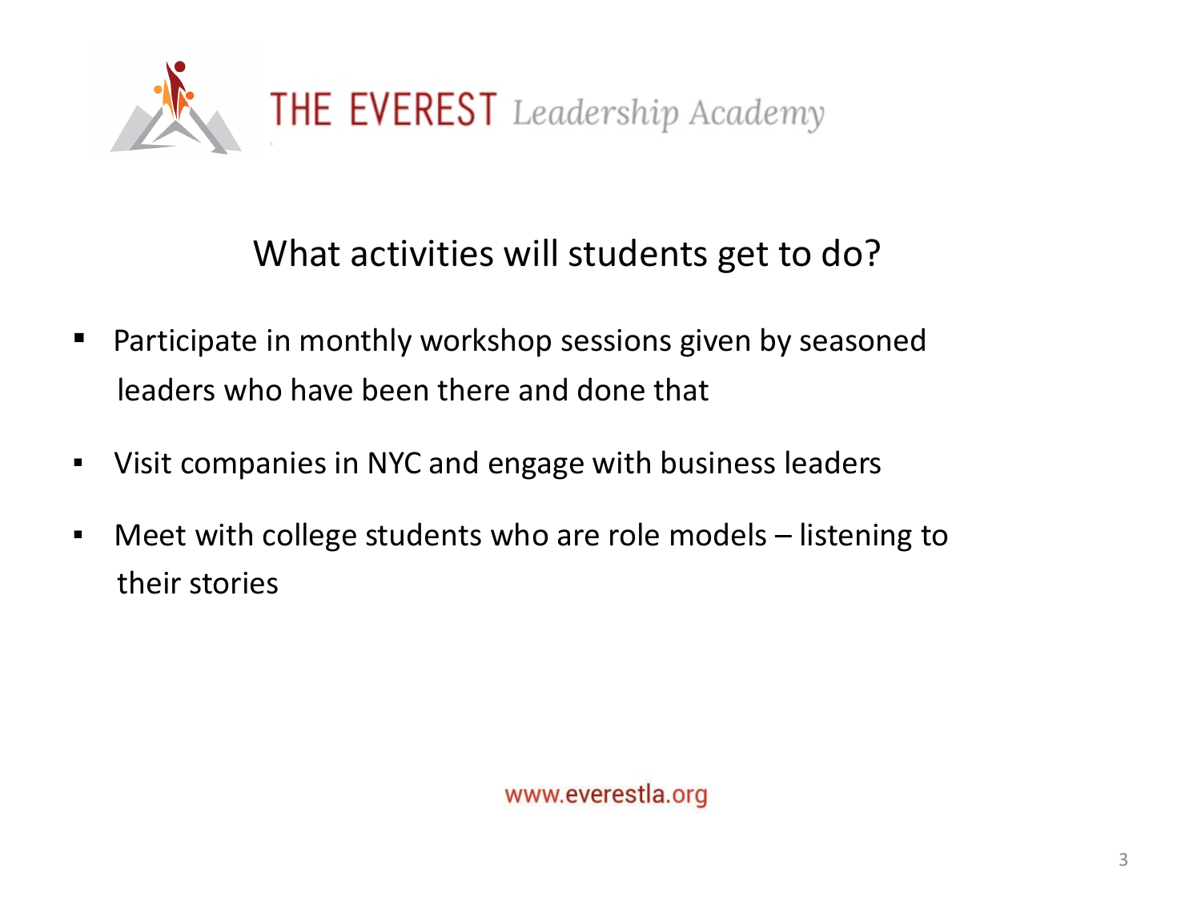THE EVEREST *Leadership Academy*

## What activities will students get to do?

- Participate in monthly workshop sessions given by seasoned leaders who have been there and done that
- Visit companies in NYC and engage with business leaders
- Meet with college students who are role models – listening to their stories

www.everestla.org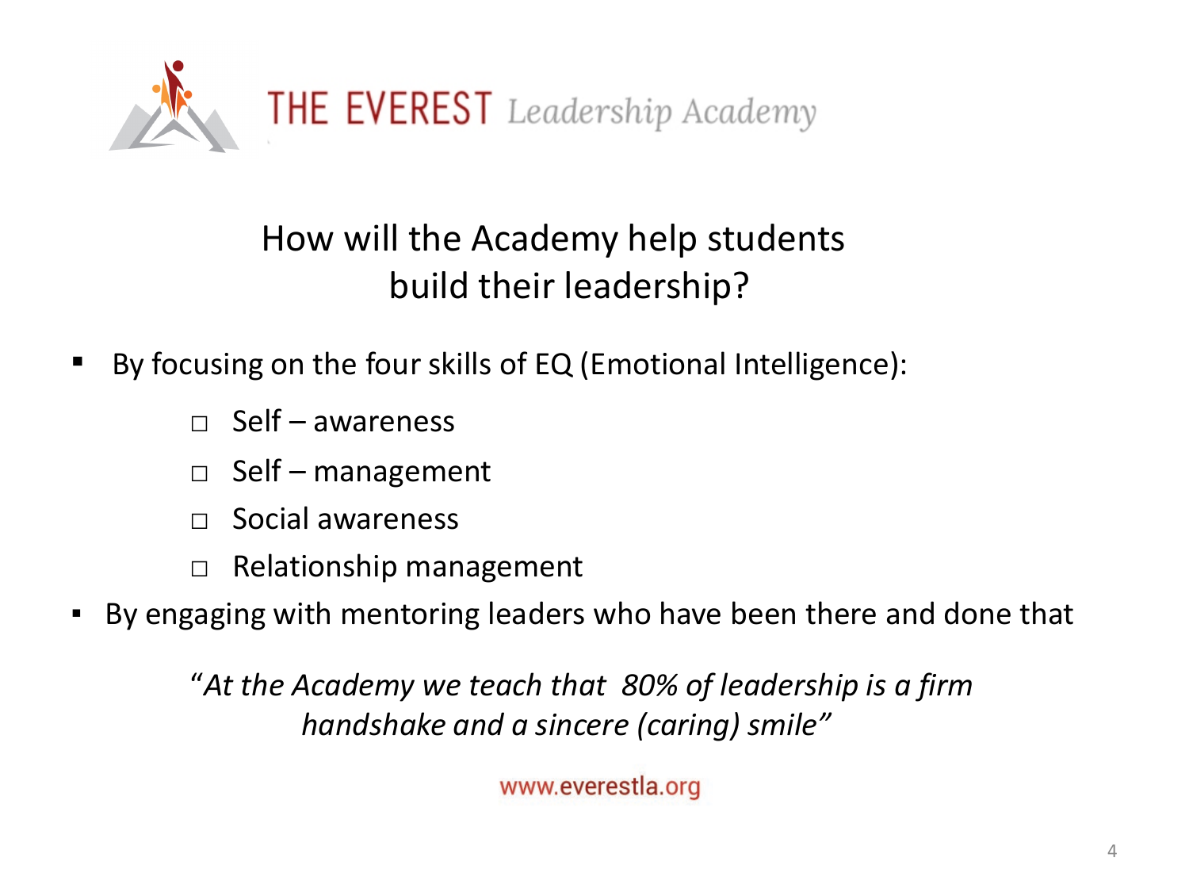# THE EVEREST *Leadership Academy*

## How will the Academy help students build their leadership?

- By focusing on the four skills of EQ (Emotional Intelligence):
  - □ Self – awareness
  - □ Self – management
  - □ Social awareness
  - □ Relationship management
- By engaging with mentoring leaders who have been there and done that

*"At the Academy we teach that 80% of leadership is a firm handshake and a sincere (caring) smile"*

www.everestla.org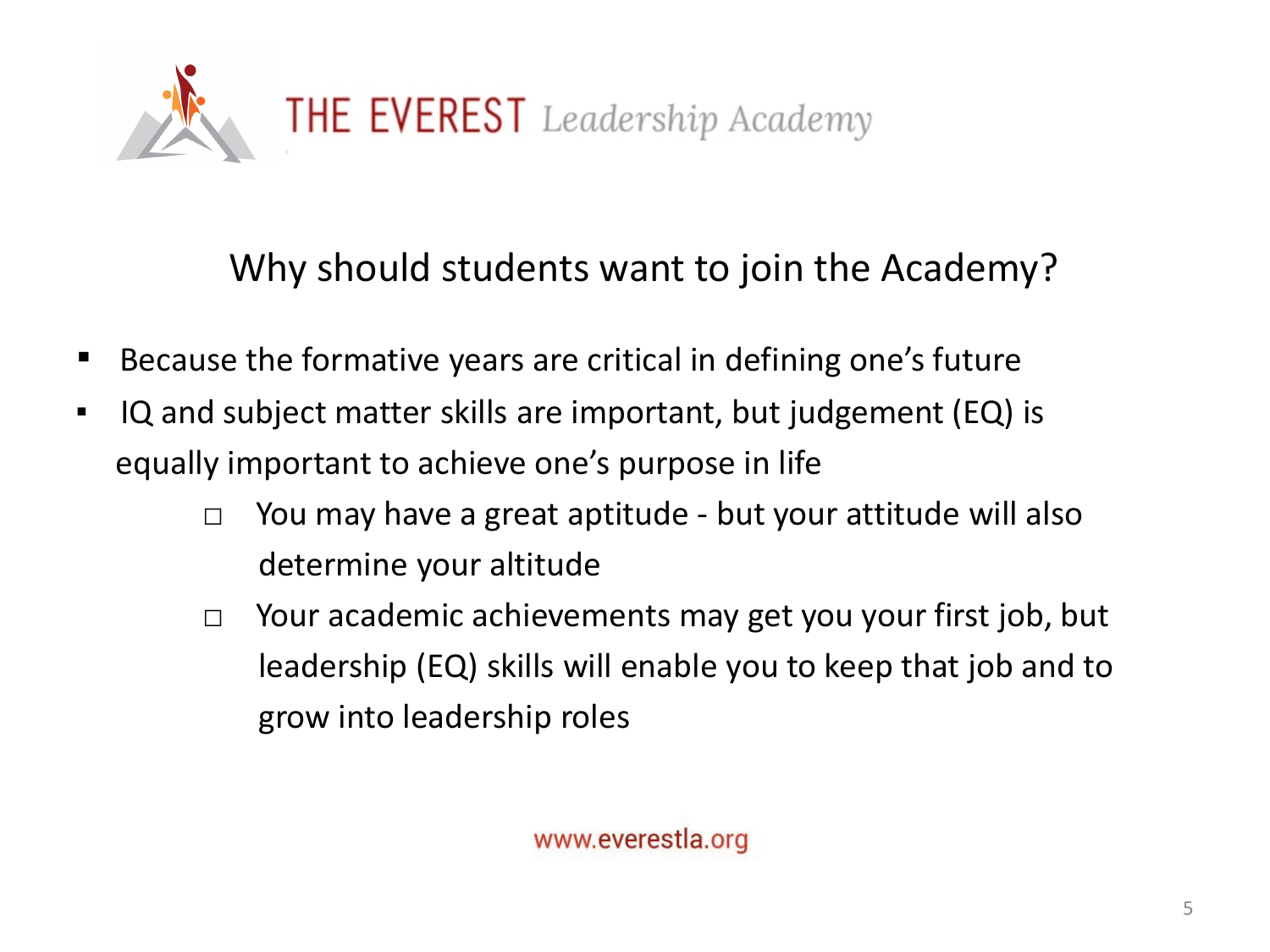THE EVEREST *Leadership Academy*

## Why should students want to join the Academy?

- Because the formative years are critical in defining one's future
- IQ and subject matter skills are important, but judgement (EQ) is equally important to achieve one's purpose in life
  - You may have a great aptitude - but your attitude will also determine your altitude
  - Your academic achievements may get you your first job, but leadership (EQ) skills will enable you to keep that job and to grow into leadership roles

www.everestla.org